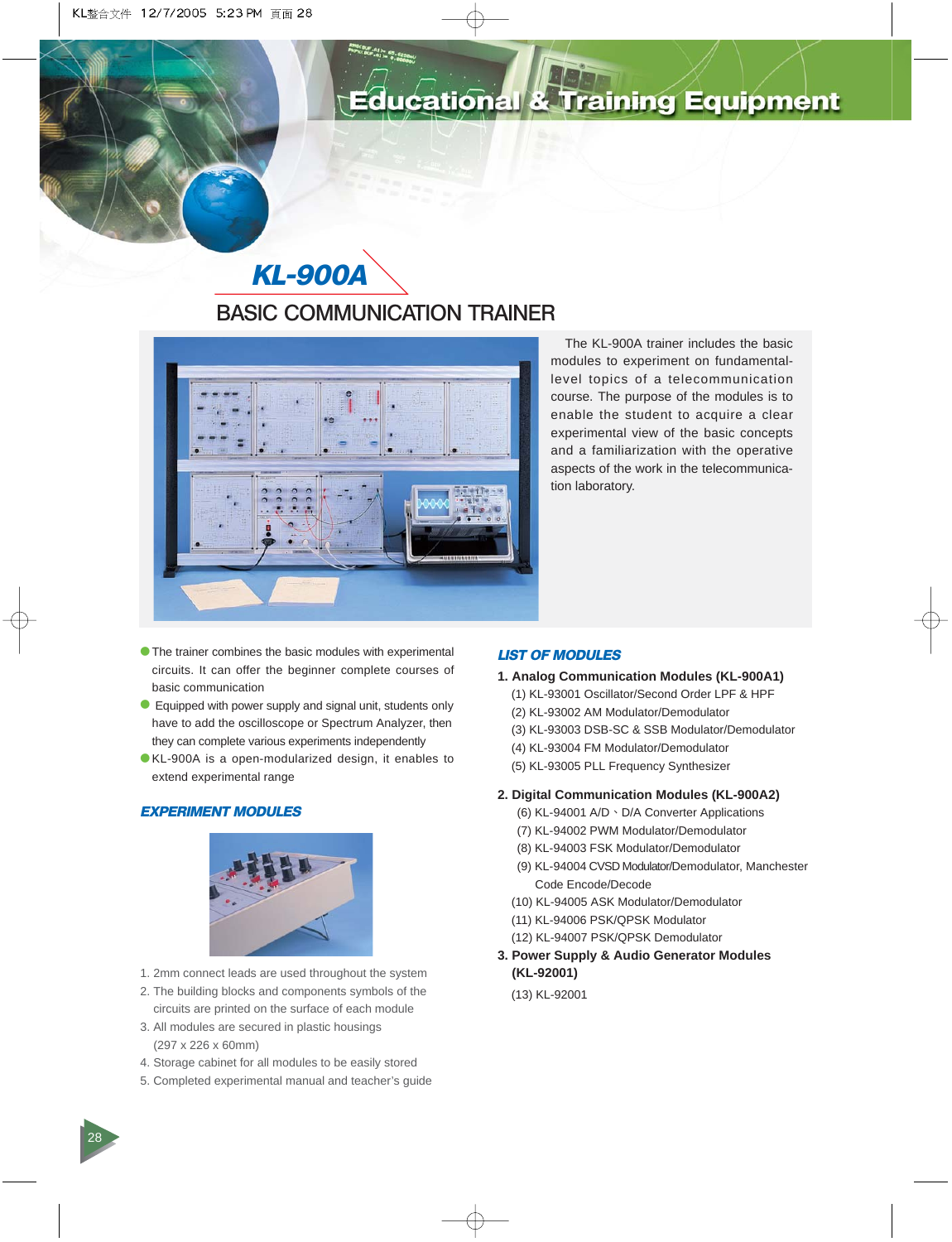# Educational & Training Equipment

## KL-900A

## BASIC COMMUNICATION TRAINER

The KL-900A trainer includes the basic modules to experiment on fundamental-level topics of a telecommunication course. The purpose of the modules is to enable the student to acquire a clear experimental view of the basic concepts and a familiarization with the operative aspects of the work in the telecommunication laboratory.

- The trainer combines the basic modules with experimental circuits. It can offer the beginner complete courses of basic communication
- Equipped with power supply and signal unit, students only have to add the oscilloscope or Spectrum Analyzer, then they can complete various experiments independently
- KL-900A is a open-modularized design, it enables to extend experimental range

### *EXPERIMENT MODULES*

1. 2mm connect leads are used throughout the system
2. The building blocks and components symbols of the circuits are printed on the surface of each module
3. All modules are secured in plastic housings (297 x 226 x 60mm)
4. Storage cabinet for all modules to be easily stored
5. Completed experimental manual and teacher's guide

### *LIST OF MODULES*

**1. Analog Communication Modules (KL-900A1)**

(1) KL-93001 Oscillator/Second Order LPF & HPF
(2) KL-93002 AM Modulator/Demodulator
(3) KL-93003 DSB-SC & SSB Modulator/Demodulator
(4) KL-93004 FM Modulator/Demodulator
(5) KL-93005 PLL Frequency Synthesizer

**2. Digital Communication Modules (KL-900A2)**

(6) KL-94001 A/D、D/A Converter Applications
(7) KL-94002 PWM Modulator/Demodulator
(8) KL-94003 FSK Modulator/Demodulator
(9) KL-94004 CVSD Modulator/Demodulator, Manchester Code Encode/Decode
(10) KL-94005 ASK Modulator/Demodulator
(11) KL-94006 PSK/QPSK Modulator
(12) KL-94007 PSK/QPSK Demodulator

**3. Power Supply & Audio Generator Modules (KL-92001)**

(13) KL-92001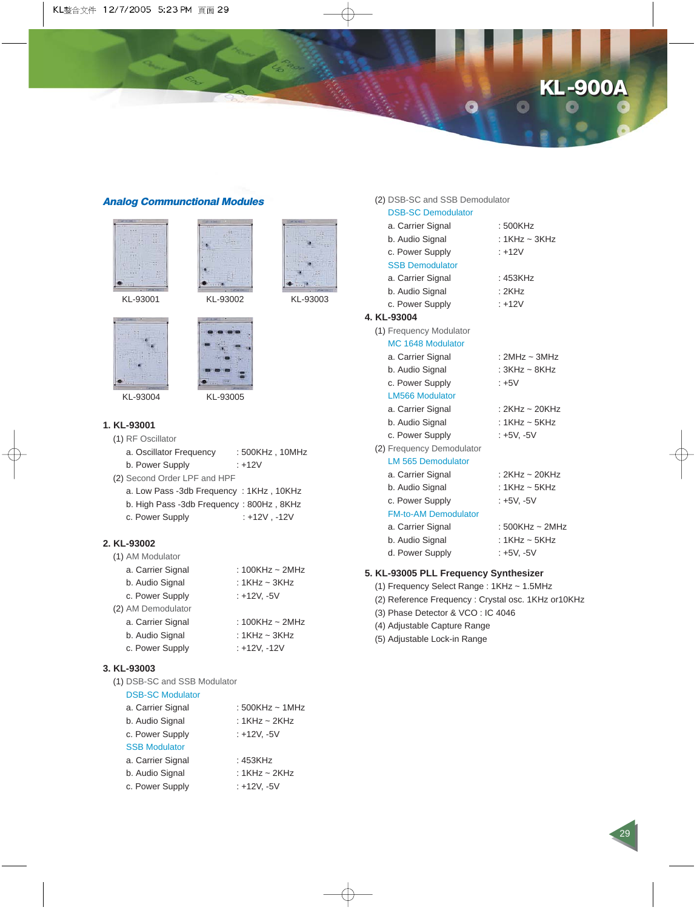# KL-900A

## Analog Communctional Modules

KL-93001 KL-93002 KL-93003

KL-93004 KL-93005

### 1. KL-93001

(1) RF Oscillator

- a. Oscillator Frequency : 500KHz , 10MHz
- b. Power Supply : +12V

(2) Second Order LPF and HPF

- a. Low Pass -3db Frequency : 1KHz , 10KHz
- b. High Pass -3db Frequency : 800Hz , 8KHz
- c. Power Supply : +12V , -12V

### 2. KL-93002

(1) AM Modulator

- a. Carrier Signal : 100KHz ~ 2MHz
- b. Audio Signal : 1KHz ~ 3KHz
- c. Power Supply : +12V, -5V

(2) AM Demodulator

- a. Carrier Signal : 100KHz ~ 2MHz
- b. Audio Signal : 1KHz ~ 3KHz
- c. Power Supply : +12V, -12V

### 3. KL-93003

(1) DSB-SC and SSB Modulator

DSB-SC Modulator

- a. Carrier Signal : 500KHz ~ 1MHz
- b. Audio Signal : 1KHz ~ 2KHz
- c. Power Supply : +12V, -5V

SSB Modulator

- a. Carrier Signal : 453KHz
- b. Audio Signal : 1KHz ~ 2KHz
- c. Power Supply : +12V, -5V

(2) DSB-SC and SSB Demodulator

DSB-SC Demodulator

- a. Carrier Signal : 500KHz
- b. Audio Signal : 1KHz ~ 3KHz
- c. Power Supply : +12V

SSB Demodulator

- a. Carrier Signal : 453KHz
- b. Audio Signal : 2KHz
- c. Power Supply : +12V

### 4. KL-93004

(1) Frequency Modulator

MC 1648 Modulator

- a. Carrier Signal : 2MHz ~ 3MHz
- b. Audio Signal : 3KHz ~ 8KHz
- c. Power Supply : +5V

LM566 Modulator

- a. Carrier Signal : 2KHz ~ 20KHz
- b. Audio Signal : 1KHz ~ 5KHz
- c. Power Supply : +5V, -5V

(2) Frequency Demodulator

LM 565 Demodulator

- a. Carrier Signal : 2KHz ~ 20KHz
- b. Audio Signal : 1KHz ~ 5KHz
- c. Power Supply : +5V, -5V

FM-to-AM Demodulator

- a. Carrier Signal : 500KHz ~ 2MHz
- b. Audio Signal : 1KHz ~ 5KHz
- d. Power Supply : +5V, -5V

### 5. KL-93005 PLL Frequency Synthesizer

(1) Frequency Select Range : 1KHz ~ 1.5MHz

(2) Reference Frequency : Crystal osc. 1KHz or10KHz

(3) Phase Detector & VCO : IC 4046

(4) Adjustable Capture Range

(5) Adjustable Lock-in Range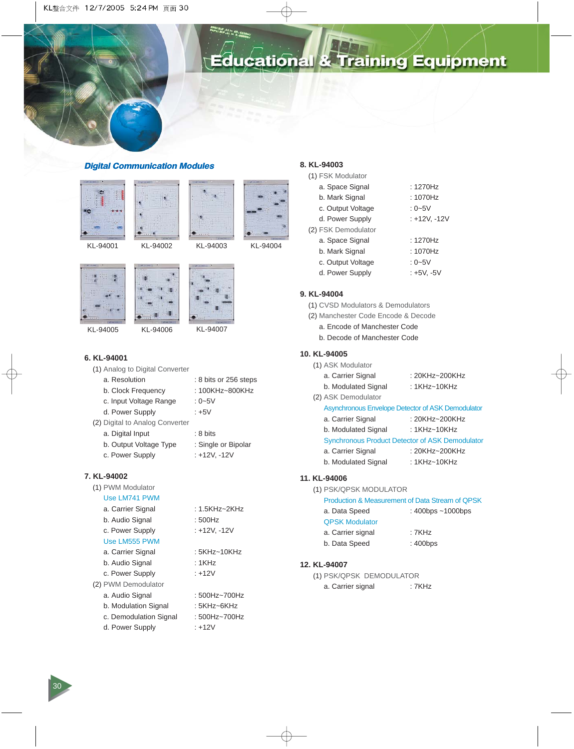# Educational & Training Equipment

## Digital Communication Modules

KL-94001 KL-94002 KL-94003 KL-94004

KL-94005 KL-94006 KL-94007

### 6. KL-94001

(1) Analog to Digital Converter

| | |
|---|---|
| a. Resolution | : 8 bits or 256 steps |
| b. Clock Frequency | : 100KHz~800KHz |
| c. Input Voltage Range | : 0~5V |
| d. Power Supply | : +5V |

(2) Digital to Analog Converter

| | |
|---|---|
| a. Digital Input | : 8 bits |
| b. Output Voltage Type | : Single or Bipolar |
| c. Power Supply | : +12V, -12V |

### 7. KL-94002

(1) PWM Modulator

Use LM741 PWM

| | |
|---|---|
| a. Carrier Signal | : 1.5KHz~2KHz |
| b. Audio Signal | : 500Hz |
| c. Power Supply | : +12V, -12V |

Use LM555 PWM

| | |
|---|---|
| a. Carrier Signal | : 5KHz~10KHz |
| b. Audio Signal | : 1KHz |
| c. Power Supply | : +12V |

(2) PWM Demodulator

| | |
|---|---|
| a. Audio Signal | : 500Hz~700Hz |
| b. Modulation Signal | : 5KHz~6KHz |
| c. Demodulation Signal | : 500Hz~700Hz |
| d. Power Supply | : +12V |

### 8. KL-94003

(1) FSK Modulator

| | |
|---|---|
| a. Space Signal | : 1270Hz |
| b. Mark Signal | : 1070Hz |
| c. Output Voltage | : 0~5V |
| d. Power Supply | : +12V, -12V |

(2) FSK Demodulator

| | |
|---|---|
| a. Space Signal | : 1270Hz |
| b. Mark Signal | : 1070Hz |
| c. Output Voltage | : 0~5V |
| d. Power Supply | : +5V, -5V |

### 9. KL-94004

(1) CVSD Modulators & Demodulators

(2) Manchester Code Encode & Decode

a. Encode of Manchester Code

b. Decode of Manchester Code

### 10. KL-94005

(1) ASK Modulator

| | |
|---|---|
| a. Carrier Signal | : 20KHz~200KHz |
| b. Modulated Signal | : 1KHz~10KHz |

(2) ASK Demodulator

Asynchronous Envelope Detector of ASK Demodulator

| | |
|---|---|
| a. Carrier Signal | : 20KHz~200KHz |
| b. Modulated Signal | : 1KHz~10KHz |

Synchronous Product Detector of ASK Demodulator

| | |
|---|---|
| a. Carrier Signal | : 20KHz~200KHz |
| b. Modulated Signal | : 1KHz~10KHz |

### 11. KL-94006

(1) PSK/QPSK MODULATOR

Production & Measurement of Data Stream of QPSK

| | |
|---|---|
| a. Data Speed | : 400bps ~1000bps |

QPSK Modulator

| | |
|---|---|
| a. Carrier signal | : 7KHz |
| b. Data Speed | : 400bps |

### 12. KL-94007

(1) PSK/QPSK DEMODULATOR

| | |
|---|---|
| a. Carrier signal | : 7KHz |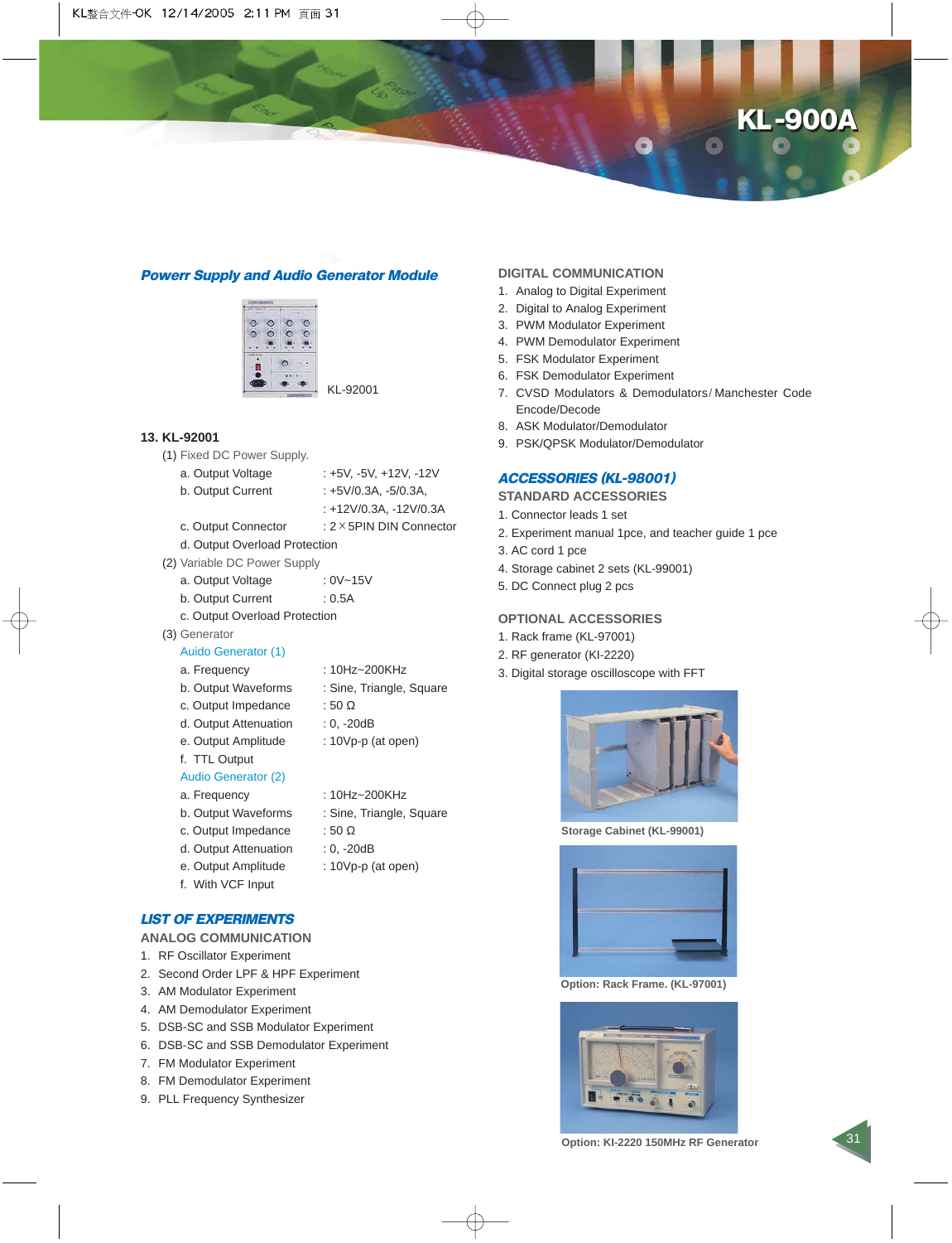# KL-900A

## Powerr Supply and Audio Generator Module

KL-92001

### 13. KL-92001

(1) Fixed DC Power Supply.

| | |
|---|---|
| a. Output Voltage | : +5V, -5V, +12V, -12V |
| b. Output Current | : +5V/0.3A, -5/0.3A, |
| | : +12V/0.3A, -12V/0.3A |
| c. Output Connector | : 2×5PIN DIN Connector |
| d. Output Overload Protection | |

(2) Variable DC Power Supply

| | |
|---|---|
| a. Output Voltage | : 0V~15V |
| b. Output Current | : 0.5A |
| c. Output Overload Protection | |

(3) Generator

Auido Generator (1)

| | |
|---|---|
| a. Frequency | : 10Hz~200KHz |
| b. Output Waveforms | : Sine, Triangle, Square |
| c. Output Impedance | : 50 Ω |
| d. Output Attenuation | : 0, -20dB |
| e. Output Amplitude | : 10Vp-p (at open) |
| f. TTL Output | |

Audio Generator (2)

| | |
|---|---|
| a. Frequency | : 10Hz~200KHz |
| b. Output Waveforms | : Sine, Triangle, Square |
| c. Output Impedance | : 50 Ω |
| d. Output Attenuation | : 0, -20dB |
| e. Output Amplitude | : 10Vp-p (at open) |
| f. With VCF Input | |

## LIST OF EXPERIMENTS

### ANALOG COMMUNICATION

1. RF Oscillator Experiment
2. Second Order LPF & HPF Experiment
3. AM Modulator Experiment
4. AM Demodulator Experiment
5. DSB-SC and SSB Modulator Experiment
6. DSB-SC and SSB Demodulator Experiment
7. FM Modulator Experiment
8. FM Demodulator Experiment
9. PLL Frequency Synthesizer

### DIGITAL COMMUNICATION

1. Analog to Digital Experiment
2. Digital to Analog Experiment
3. PWM Modulator Experiment
4. PWM Demodulator Experiment
5. FSK Modulator Experiment
6. FSK Demodulator Experiment
7. CVSD Modulators & Demodulators/ Manchester Code Encode/Decode
8. ASK Modulator/Demodulator
9. PSK/QPSK Modulator/Demodulator

## ACCESSORIES (KL-98001)

### STANDARD ACCESSORIES

1. Connector leads 1 set
2. Experiment manual 1pce, and teacher guide 1 pce
3. AC cord 1 pce
4. Storage cabinet 2 sets (KL-99001)
5. DC Connect plug 2 pcs

### OPTIONAL ACCESSORIES

1. Rack frame (KL-97001)
2. RF generator (KI-2220)
3. Digital storage oscilloscope with FFT

Storage Cabinet (KL-99001)

Option: Rack Frame. (KL-97001)

Option: KI-2220 150MHz RF Generator